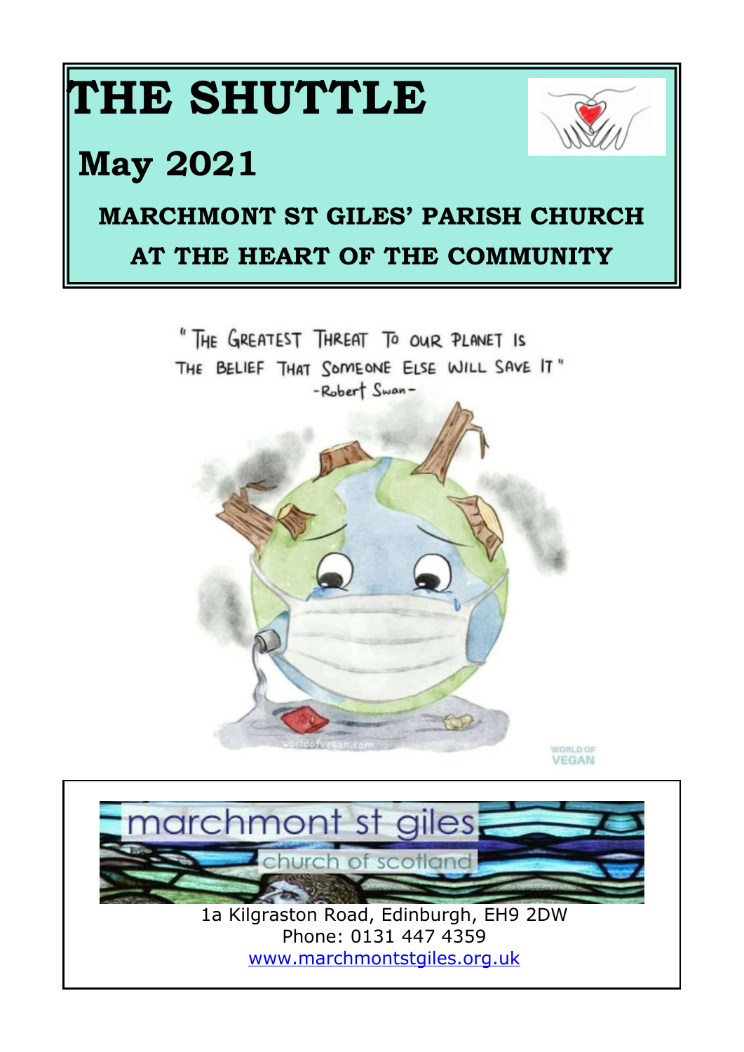# THE SHUTTLE

## May 2021

### MARCHMONT ST GILES' PARISH CHURCH

### AT THE HEART OF THE COMMUNITY

"THE GREATEST THREAT TO OUR PLANET IS THE BELIEF THAT SOMEONE ELSE WILL SAVE IT"
-Robert Swan-

marchmont st giles
church of scotland

1a Kilgraston Road, Edinburgh, EH9 2DW
Phone: 0131 447 4359
www.marchmontstgiles.org.uk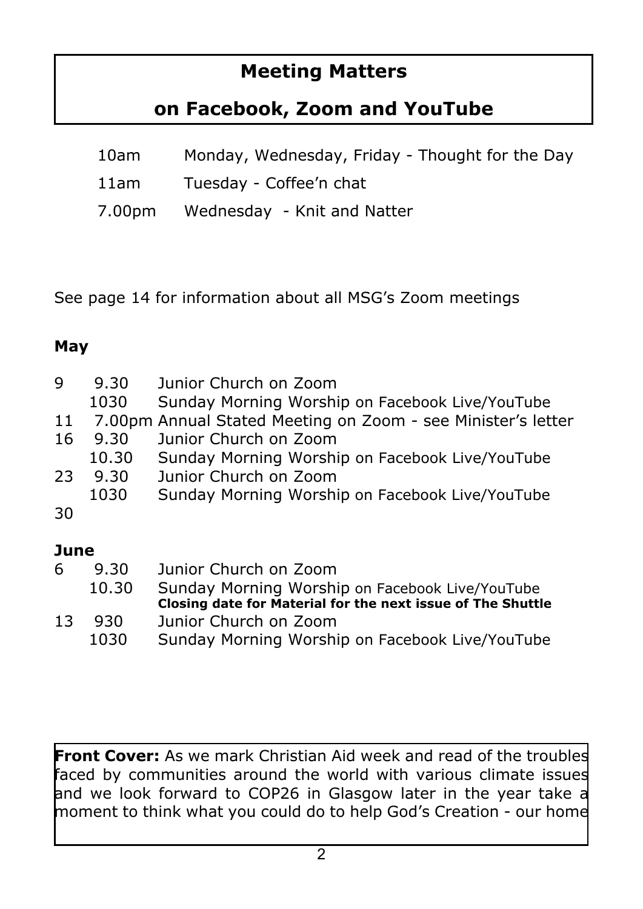## Meeting Matters

## on Facebook, Zoom and YouTube

| | |
|---|---|
| 10am | Monday, Wednesday, Friday - Thought for the Day |
| 11am | Tuesday - Coffee'n chat |
| 7.00pm | Wednesday - Knit and Natter |

See page 14 for information about all MSG's Zoom meetings

**May**

| | | |
|---|---|---|
| 9 | 9.30 | Junior Church on Zoom |
| | 1030 | Sunday Morning Worship on Facebook Live/YouTube |
| 11 | 7.00pm | Annual Stated Meeting on Zoom - see Minister's letter |
| 16 | 9.30 | Junior Church on Zoom |
| | 10.30 | Sunday Morning Worship on Facebook Live/YouTube |
| 23 | 9.30 | Junior Church on Zoom |
| | 1030 | Sunday Morning Worship on Facebook Live/YouTube |
| 30 | | |

**June**

| | | |
|---|---|---|
| 6 | 9.30 | Junior Church on Zoom |
| | 10.30 | Sunday Morning Worship on Facebook Live/YouTube<br>**Closing date for Material for the next issue of The Shuttle** |
| 13 | 930 | Junior Church on Zoom |
| | 1030 | Sunday Morning Worship on Facebook Live/YouTube |

**Front Cover:** As we mark Christian Aid week and read of the troubles faced by communities around the world with various climate issues and we look forward to COP26 in Glasgow later in the year take a moment to think what you could do to help God's Creation - our home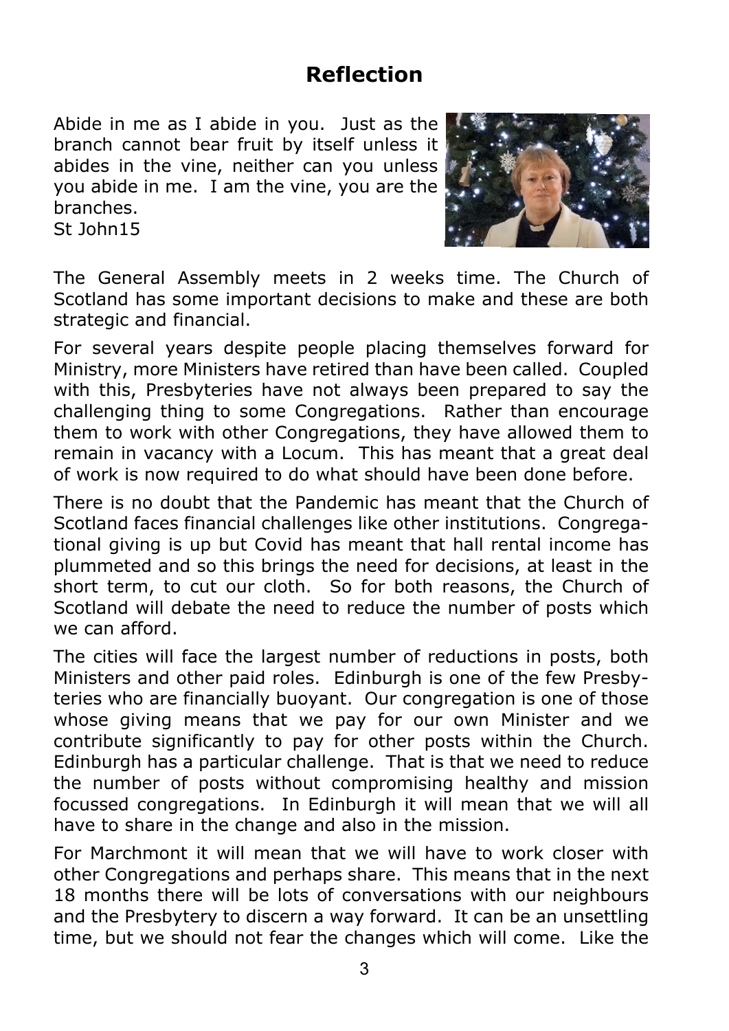## Reflection

Abide in me as I abide in you. Just as the branch cannot bear fruit by itself unless it abides in the vine, neither can you unless you abide in me. I am the vine, you are the branches.
St John15

The General Assembly meets in 2 weeks time. The Church of Scotland has some important decisions to make and these are both strategic and financial.

For several years despite people placing themselves forward for Ministry, more Ministers have retired than have been called. Coupled with this, Presbyteries have not always been prepared to say the challenging thing to some Congregations. Rather than encourage them to work with other Congregations, they have allowed them to remain in vacancy with a Locum. This has meant that a great deal of work is now required to do what should have been done before.

There is no doubt that the Pandemic has meant that the Church of Scotland faces financial challenges like other institutions. Congregational giving is up but Covid has meant that hall rental income has plummeted and so this brings the need for decisions, at least in the short term, to cut our cloth. So for both reasons, the Church of Scotland will debate the need to reduce the number of posts which we can afford.

The cities will face the largest number of reductions in posts, both Ministers and other paid roles. Edinburgh is one of the few Presbyteries who are financially buoyant. Our congregation is one of those whose giving means that we pay for our own Minister and we contribute significantly to pay for other posts within the Church. Edinburgh has a particular challenge. That is that we need to reduce the number of posts without compromising healthy and mission focussed congregations. In Edinburgh it will mean that we will all have to share in the change and also in the mission.

For Marchmont it will mean that we will have to work closer with other Congregations and perhaps share. This means that in the next 18 months there will be lots of conversations with our neighbours and the Presbytery to discern a way forward. It can be an unsettling time, but we should not fear the changes which will come. Like the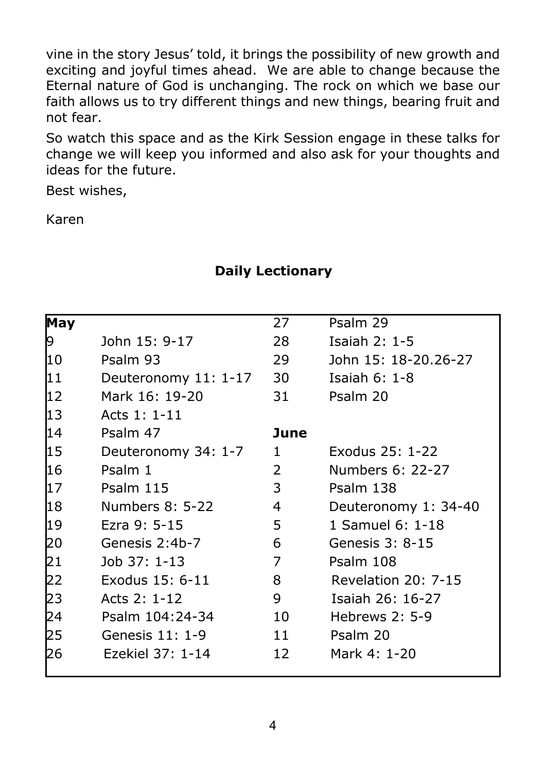vine in the story Jesus' told, it brings the possibility of new growth and exciting and joyful times ahead. We are able to change because the Eternal nature of God is unchanging. The rock on which we base our faith allows us to try different things and new things, bearing fruit and not fear.

So watch this space and as the Kirk Session engage in these talks for change we will keep you informed and also ask for your thoughts and ideas for the future.

Best wishes,

Karen

## Daily Lectionary

| **May** | | 27 | Psalm 29 |
|---|---|---|---|
| 9 | John 15: 9-17 | 28 | Isaiah 2: 1-5 |
| 10 | Psalm 93 | 29 | John 15: 18-20.26-27 |
| 11 | Deuteronomy 11: 1-17 | 30 | Isaiah 6: 1-8 |
| 12 | Mark 16: 19-20 | 31 | Psalm 20 |
| 13 | Acts 1: 1-11 | | |
| 14 | Psalm 47 | **June** | |
| 15 | Deuteronomy 34: 1-7 | 1 | Exodus 25: 1-22 |
| 16 | Psalm 1 | 2 | Numbers 6: 22-27 |
| 17 | Psalm 115 | 3 | Psalm 138 |
| 18 | Numbers 8: 5-22 | 4 | Deuteronomy 1: 34-40 |
| 19 | Ezra 9: 5-15 | 5 | 1 Samuel 6: 1-18 |
| 20 | Genesis 2:4b-7 | 6 | Genesis 3: 8-15 |
| 21 | Job 37: 1-13 | 7 | Psalm 108 |
| 22 | Exodus 15: 6-11 | 8 | Revelation 20: 7-15 |
| 23 | Acts 2: 1-12 | 9 | Isaiah 26: 16-27 |
| 24 | Psalm 104:24-34 | 10 | Hebrews 2: 5-9 |
| 25 | Genesis 11: 1-9 | 11 | Psalm 20 |
| 26 | Ezekiel 37: 1-14 | 12 | Mark 4: 1-20 |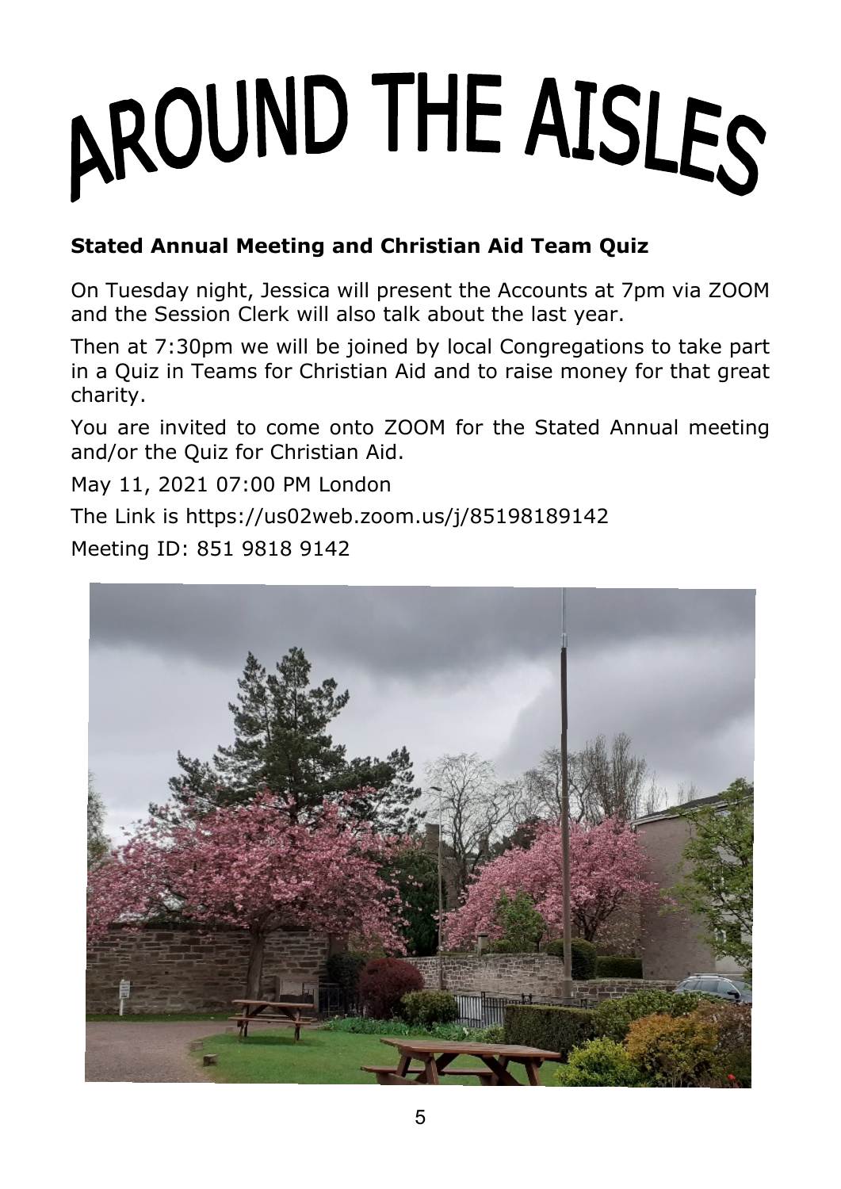# AROUND THE AISLES

**Stated Annual Meeting and Christian Aid Team Quiz**

On Tuesday night, Jessica will present the Accounts at 7pm via ZOOM and the Session Clerk will also talk about the last year.

Then at 7:30pm we will be joined by local Congregations to take part in a Quiz in Teams for Christian Aid and to raise money for that great charity.

You are invited to come onto ZOOM for the Stated Annual meeting and/or the Quiz for Christian Aid.

May 11, 2021 07:00 PM London

The Link is https://us02web.zoom.us/j/85198189142

Meeting ID: 851 9818 9142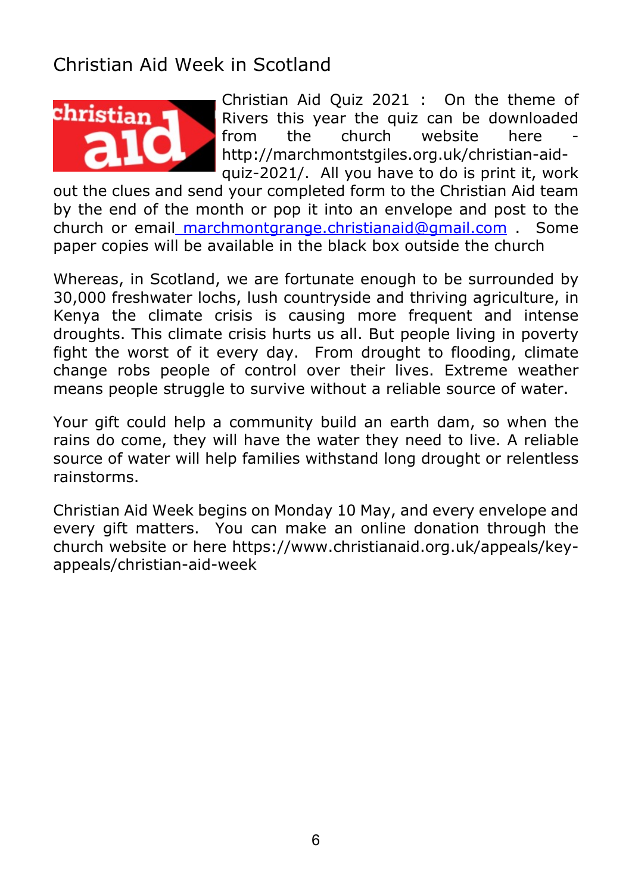# Christian Aid Week in Scotland

Christian Aid Quiz 2021 : On the theme of Rivers this year the quiz can be downloaded from the church website here - http://marchmontstgiles.org.uk/christian-aid-quiz-2021/. All you have to do is print it, work out the clues and send your completed form to the Christian Aid team by the end of the month or pop it into an envelope and post to the church or email marchmontgrange.christianaid@gmail.com . Some paper copies will be available in the black box outside the church

Whereas, in Scotland, we are fortunate enough to be surrounded by 30,000 freshwater lochs, lush countryside and thriving agriculture, in Kenya the climate crisis is causing more frequent and intense droughts. This climate crisis hurts us all. But people living in poverty fight the worst of it every day. From drought to flooding, climate change robs people of control over their lives. Extreme weather means people struggle to survive without a reliable source of water.

Your gift could help a community build an earth dam, so when the rains do come, they will have the water they need to live. A reliable source of water will help families withstand long drought or relentless rainstorms.

Christian Aid Week begins on Monday 10 May, and every envelope and every gift matters. You can make an online donation through the church website or here https://www.christianaid.org.uk/appeals/key-appeals/christian-aid-week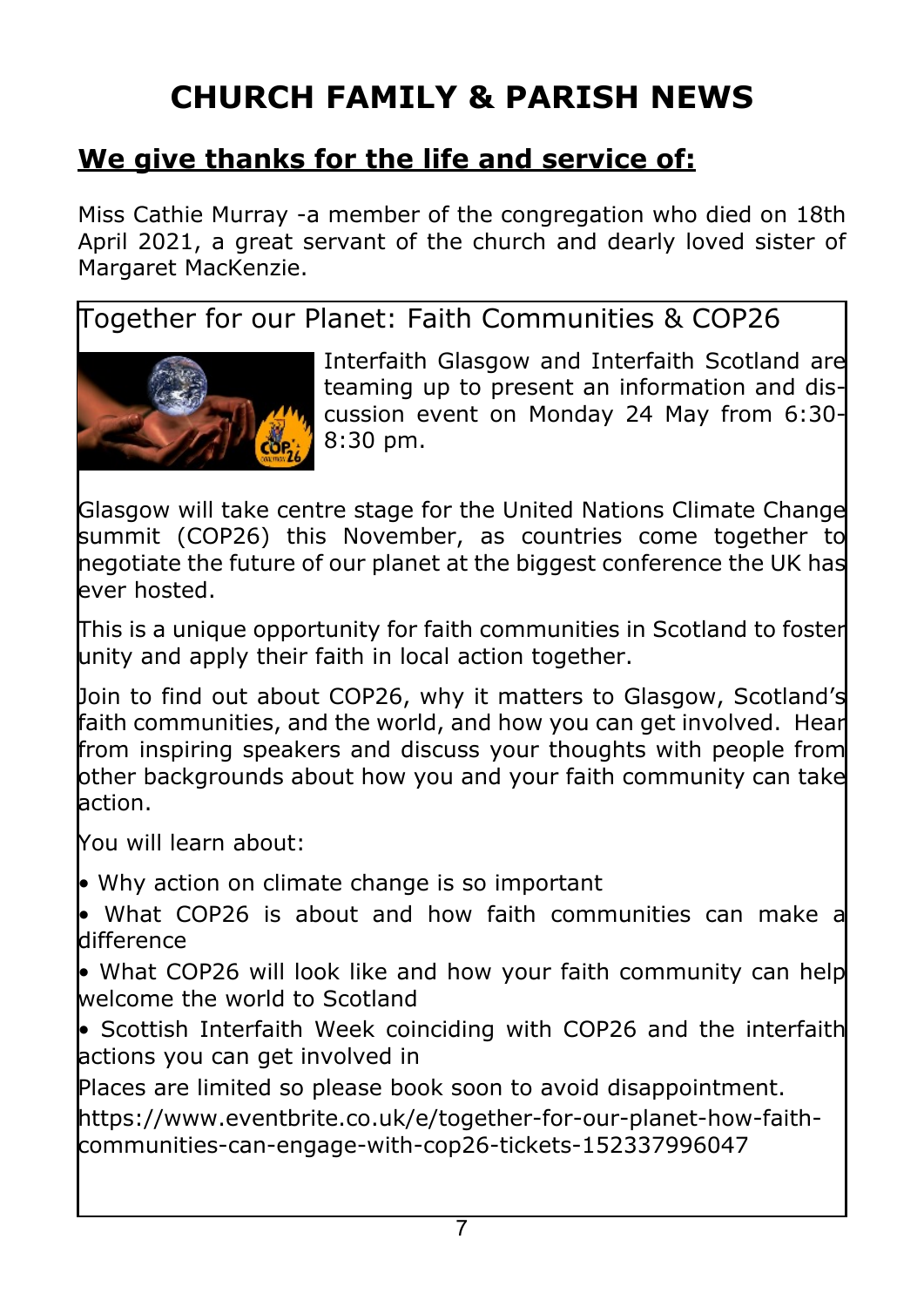# CHURCH FAMILY & PARISH NEWS

## We give thanks for the life and service of:

Miss Cathie Murray -a member of the congregation who died on 18th April 2021, a great servant of the church and dearly loved sister of Margaret MacKenzie.

### Together for our Planet: Faith Communities & COP26

Interfaith Glasgow and Interfaith Scotland are teaming up to present an information and discussion event on Monday 24 May from 6:30-8:30 pm.

Glasgow will take centre stage for the United Nations Climate Change summit (COP26) this November, as countries come together to negotiate the future of our planet at the biggest conference the UK has ever hosted.

This is a unique opportunity for faith communities in Scotland to foster unity and apply their faith in local action together.

Join to find out about COP26, why it matters to Glasgow, Scotland's faith communities, and the world, and how you can get involved. Hear from inspiring speakers and discuss your thoughts with people from other backgrounds about how you and your faith community can take action.

You will learn about:

- Why action on climate change is so important
- What COP26 is about and how faith communities can make a difference
- What COP26 will look like and how your faith community can help welcome the world to Scotland
- Scottish Interfaith Week coinciding with COP26 and the interfaith actions you can get involved in

Places are limited so please book soon to avoid disappointment.

https://www.eventbrite.co.uk/e/together-for-our-planet-how-faith-communities-can-engage-with-cop26-tickets-152337996047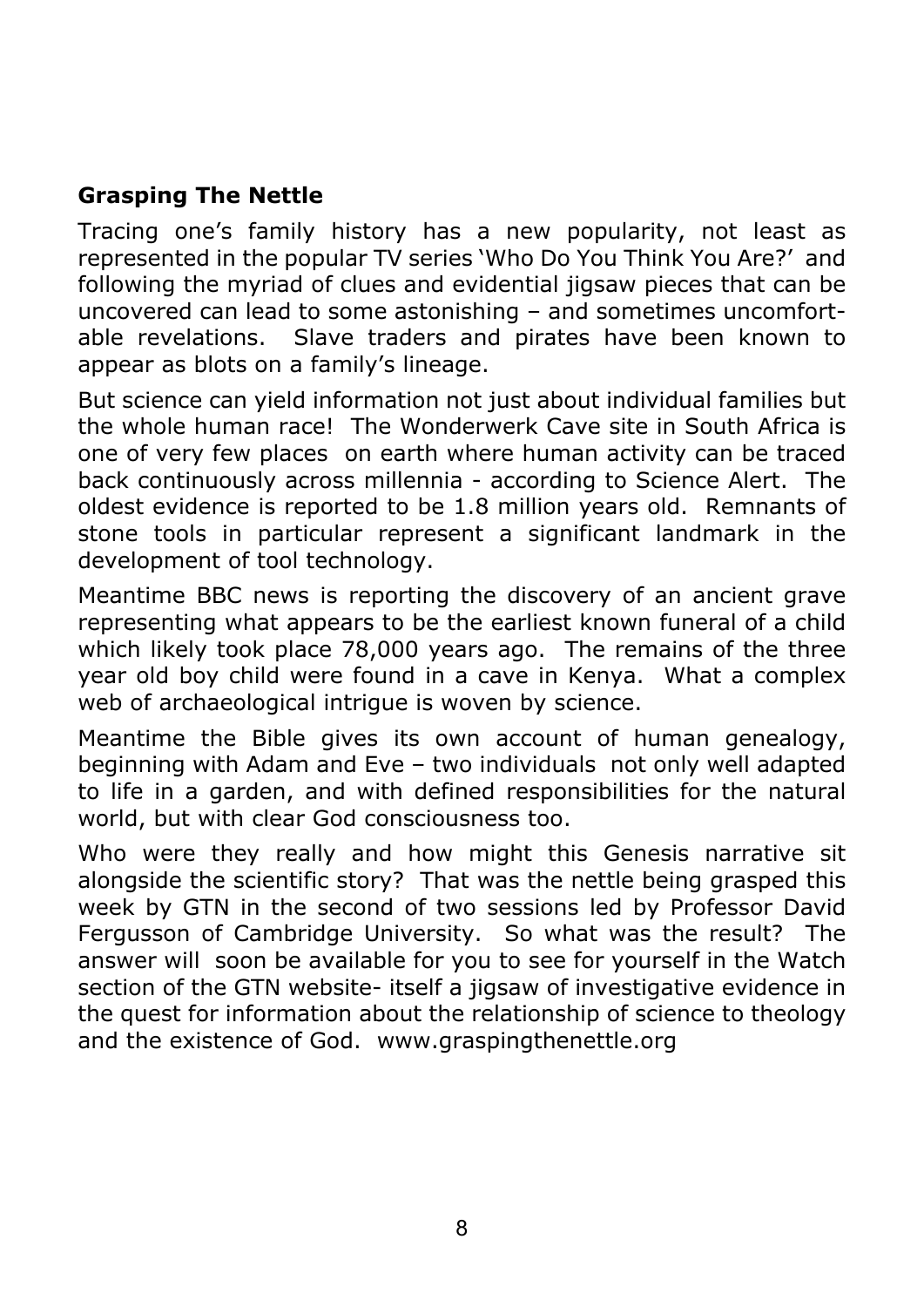**Grasping The Nettle**

Tracing one's family history has a new popularity, not least as represented in the popular TV series 'Who Do You Think You Are?' and following the myriad of clues and evidential jigsaw pieces that can be uncovered can lead to some astonishing – and sometimes uncomfortable revelations. Slave traders and pirates have been known to appear as blots on a family's lineage.

But science can yield information not just about individual families but the whole human race! The Wonderwerk Cave site in South Africa is one of very few places on earth where human activity can be traced back continuously across millennia - according to Science Alert. The oldest evidence is reported to be 1.8 million years old. Remnants of stone tools in particular represent a significant landmark in the development of tool technology.

Meantime BBC news is reporting the discovery of an ancient grave representing what appears to be the earliest known funeral of a child which likely took place 78,000 years ago. The remains of the three year old boy child were found in a cave in Kenya. What a complex web of archaeological intrigue is woven by science.

Meantime the Bible gives its own account of human genealogy, beginning with Adam and Eve – two individuals not only well adapted to life in a garden, and with defined responsibilities for the natural world, but with clear God consciousness too.

Who were they really and how might this Genesis narrative sit alongside the scientific story? That was the nettle being grasped this week by GTN in the second of two sessions led by Professor David Fergusson of Cambridge University. So what was the result? The answer will soon be available for you to see for yourself in the Watch section of the GTN website- itself a jigsaw of investigative evidence in the quest for information about the relationship of science to theology and the existence of God. www.graspingthenettle.org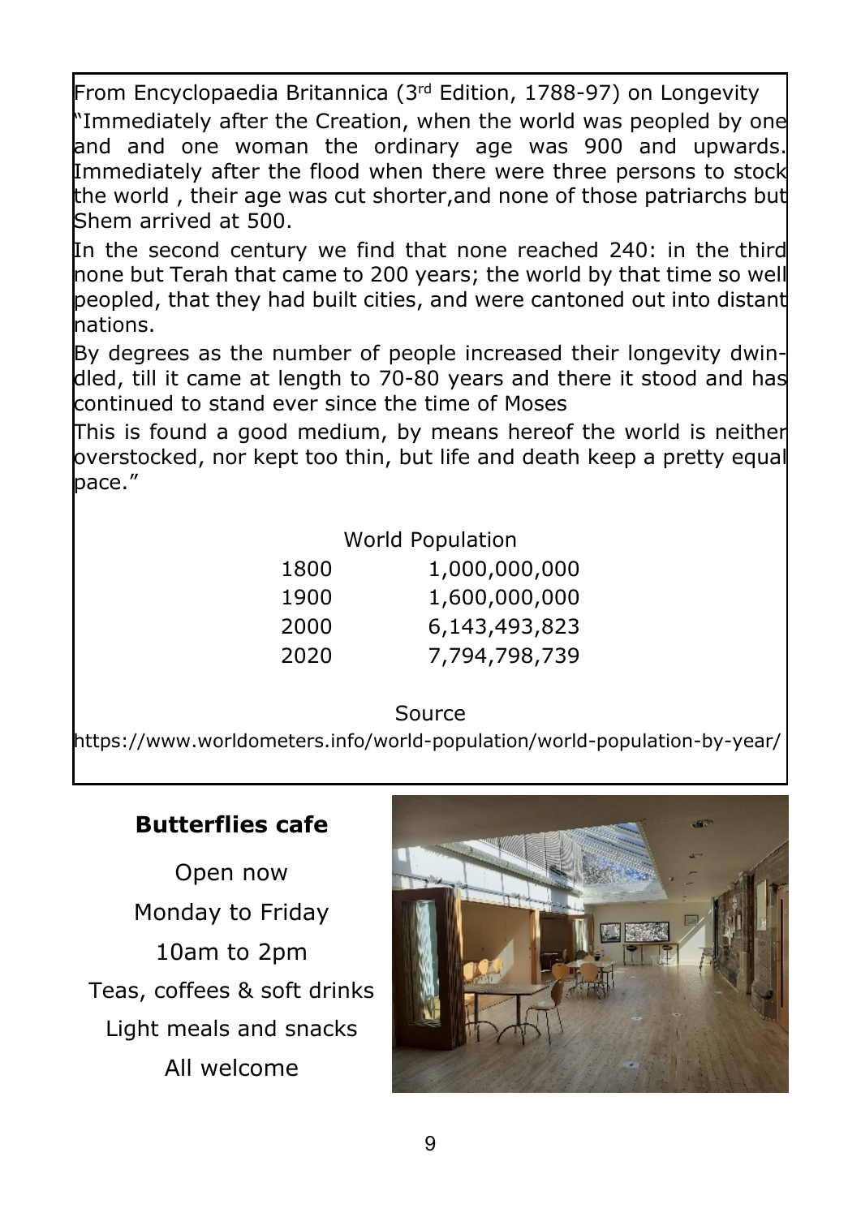From Encyclopaedia Britannica (3rd Edition, 1788-97) on Longevity

"Immediately after the Creation, when the world was peopled by one and and one woman the ordinary age was 900 and upwards. Immediately after the flood when there were three persons to stock the world , their age was cut shorter,and none of those patriarchs but Shem arrived at 500.

In the second century we find that none reached 240: in the third none but Terah that came to 200 years; the world by that time so well peopled, that they had built cities, and were cantoned out into distant nations.

By degrees as the number of people increased their longevity dwindled, till it came at length to 70-80 years and there it stood and has continued to stand ever since the time of Moses

This is found a good medium, by means hereof the world is neither overstocked, nor kept too thin, but life and death keep a pretty equal pace."

| World Population | |
|---|---|
| 1800 | 1,000,000,000 |
| 1900 | 1,600,000,000 |
| 2000 | 6,143,493,823 |
| 2020 | 7,794,798,739 |

Source

https://www.worldometers.info/world-population/world-population-by-year/

**Butterflies cafe**

Open now

Monday to Friday

10am to 2pm

Teas, coffees & soft drinks

Light meals and snacks

All welcome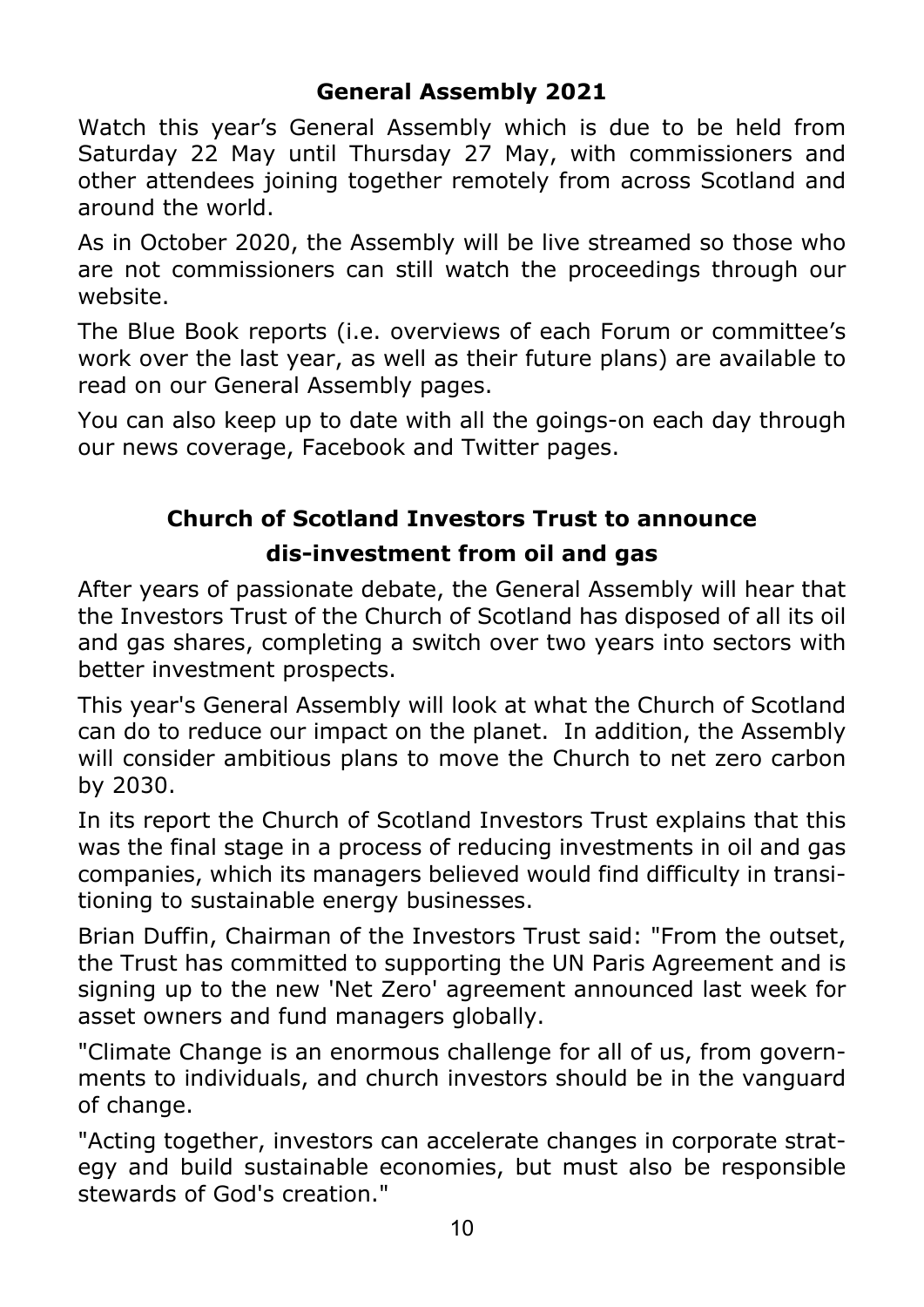## General Assembly 2021

Watch this year's General Assembly which is due to be held from Saturday 22 May until Thursday 27 May, with commissioners and other attendees joining together remotely from across Scotland and around the world.

As in October 2020, the Assembly will be live streamed so those who are not commissioners can still watch the proceedings through our website.

The Blue Book reports (i.e. overviews of each Forum or committee's work over the last year, as well as their future plans) are available to read on our General Assembly pages.

You can also keep up to date with all the goings-on each day through our news coverage, Facebook and Twitter pages.

## Church of Scotland Investors Trust to announce dis-investment from oil and gas

After years of passionate debate, the General Assembly will hear that the Investors Trust of the Church of Scotland has disposed of all its oil and gas shares, completing a switch over two years into sectors with better investment prospects.

This year's General Assembly will look at what the Church of Scotland can do to reduce our impact on the planet. In addition, the Assembly will consider ambitious plans to move the Church to net zero carbon by 2030.

In its report the Church of Scotland Investors Trust explains that this was the final stage in a process of reducing investments in oil and gas companies, which its managers believed would find difficulty in transitioning to sustainable energy businesses.

Brian Duffin, Chairman of the Investors Trust said: "From the outset, the Trust has committed to supporting the UN Paris Agreement and is signing up to the new 'Net Zero' agreement announced last week for asset owners and fund managers globally.

"Climate Change is an enormous challenge for all of us, from governments to individuals, and church investors should be in the vanguard of change.

"Acting together, investors can accelerate changes in corporate strategy and build sustainable economies, but must also be responsible stewards of God's creation."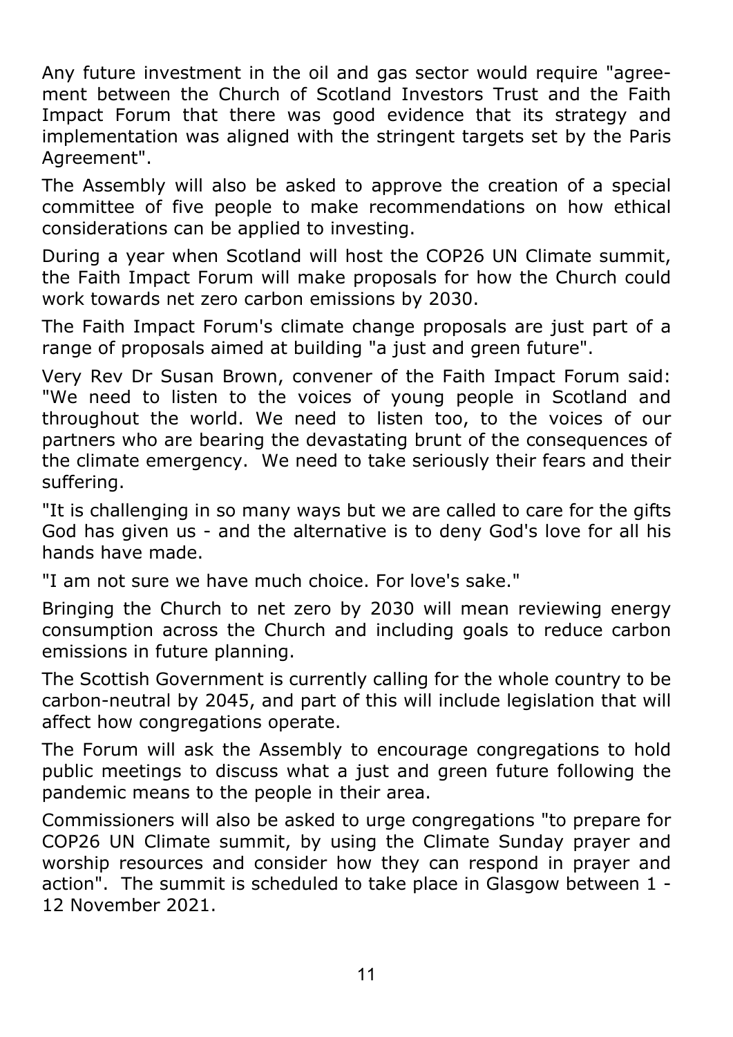Any future investment in the oil and gas sector would require "agreement between the Church of Scotland Investors Trust and the Faith Impact Forum that there was good evidence that its strategy and implementation was aligned with the stringent targets set by the Paris Agreement".

The Assembly will also be asked to approve the creation of a special committee of five people to make recommendations on how ethical considerations can be applied to investing.

During a year when Scotland will host the COP26 UN Climate summit, the Faith Impact Forum will make proposals for how the Church could work towards net zero carbon emissions by 2030.

The Faith Impact Forum's climate change proposals are just part of a range of proposals aimed at building "a just and green future".

Very Rev Dr Susan Brown, convener of the Faith Impact Forum said: "We need to listen to the voices of young people in Scotland and throughout the world. We need to listen too, to the voices of our partners who are bearing the devastating brunt of the consequences of the climate emergency. We need to take seriously their fears and their suffering.

"It is challenging in so many ways but we are called to care for the gifts God has given us - and the alternative is to deny God's love for all his hands have made.

"I am not sure we have much choice. For love's sake."

Bringing the Church to net zero by 2030 will mean reviewing energy consumption across the Church and including goals to reduce carbon emissions in future planning.

The Scottish Government is currently calling for the whole country to be carbon-neutral by 2045, and part of this will include legislation that will affect how congregations operate.

The Forum will ask the Assembly to encourage congregations to hold public meetings to discuss what a just and green future following the pandemic means to the people in their area.

Commissioners will also be asked to urge congregations "to prepare for COP26 UN Climate summit, by using the Climate Sunday prayer and worship resources and consider how they can respond in prayer and action". The summit is scheduled to take place in Glasgow between 1 - 12 November 2021.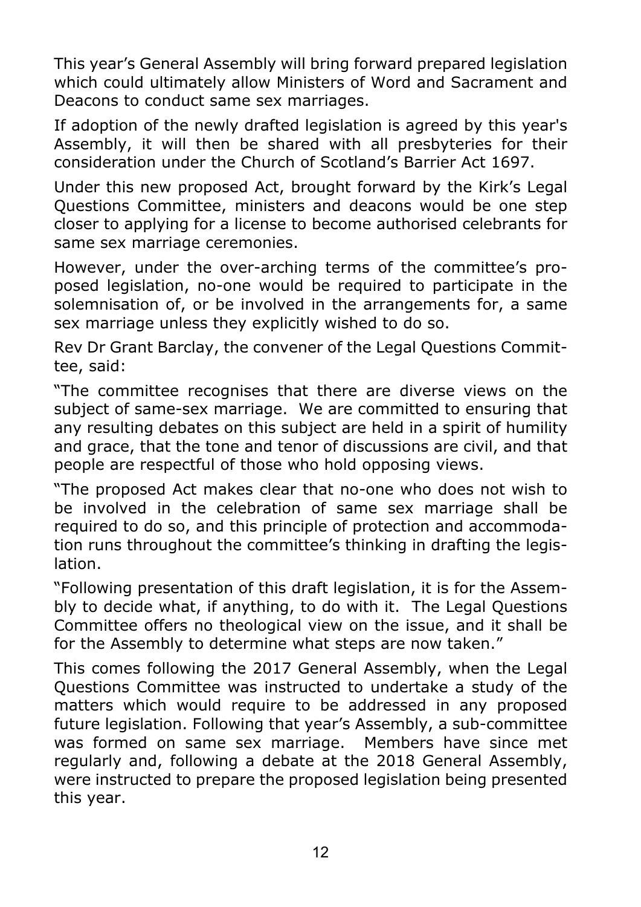This year's General Assembly will bring forward prepared legislation which could ultimately allow Ministers of Word and Sacrament and Deacons to conduct same sex marriages.

If adoption of the newly drafted legislation is agreed by this year's Assembly, it will then be shared with all presbyteries for their consideration under the Church of Scotland's Barrier Act 1697.

Under this new proposed Act, brought forward by the Kirk's Legal Questions Committee, ministers and deacons would be one step closer to applying for a license to become authorised celebrants for same sex marriage ceremonies.

However, under the over-arching terms of the committee's proposed legislation, no-one would be required to participate in the solemnisation of, or be involved in the arrangements for, a same sex marriage unless they explicitly wished to do so.

Rev Dr Grant Barclay, the convener of the Legal Questions Committee, said:

"The committee recognises that there are diverse views on the subject of same-sex marriage. We are committed to ensuring that any resulting debates on this subject are held in a spirit of humility and grace, that the tone and tenor of discussions are civil, and that people are respectful of those who hold opposing views.

"The proposed Act makes clear that no-one who does not wish to be involved in the celebration of same sex marriage shall be required to do so, and this principle of protection and accommodation runs throughout the committee's thinking in drafting the legislation.

"Following presentation of this draft legislation, it is for the Assembly to decide what, if anything, to do with it. The Legal Questions Committee offers no theological view on the issue, and it shall be for the Assembly to determine what steps are now taken."

This comes following the 2017 General Assembly, when the Legal Questions Committee was instructed to undertake a study of the matters which would require to be addressed in any proposed future legislation. Following that year's Assembly, a sub-committee was formed on same sex marriage. Members have since met regularly and, following a debate at the 2018 General Assembly, were instructed to prepare the proposed legislation being presented this year.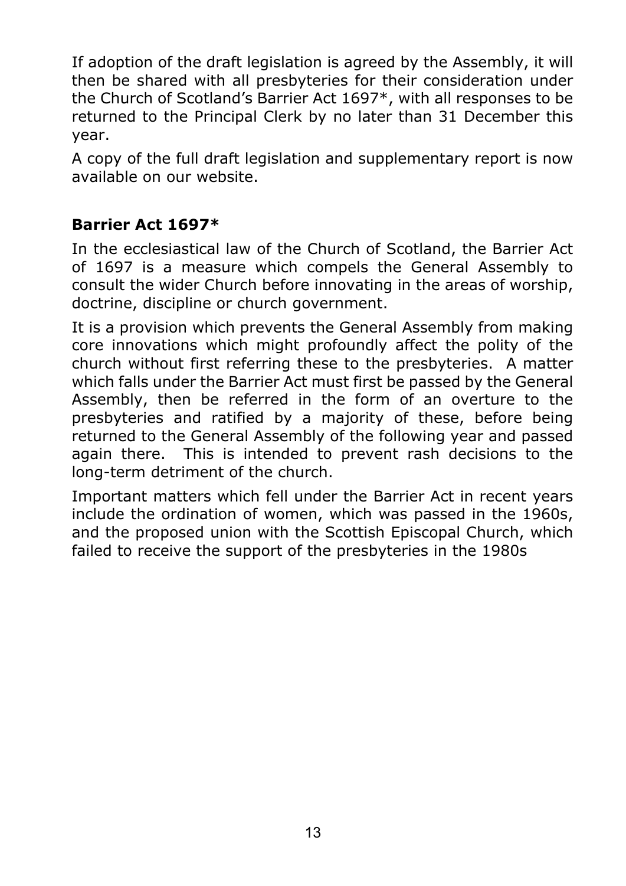If adoption of the draft legislation is agreed by the Assembly, it will then be shared with all presbyteries for their consideration under the Church of Scotland's Barrier Act 1697*, with all responses to be returned to the Principal Clerk by no later than 31 December this year.

A copy of the full draft legislation and supplementary report is now available on our website.

**Barrier Act 1697***

In the ecclesiastical law of the Church of Scotland, the Barrier Act of 1697 is a measure which compels the General Assembly to consult the wider Church before innovating in the areas of worship, doctrine, discipline or church government.

It is a provision which prevents the General Assembly from making core innovations which might profoundly affect the polity of the church without first referring these to the presbyteries. A matter which falls under the Barrier Act must first be passed by the General Assembly, then be referred in the form of an overture to the presbyteries and ratified by a majority of these, before being returned to the General Assembly of the following year and passed again there. This is intended to prevent rash decisions to the long-term detriment of the church.

Important matters which fell under the Barrier Act in recent years include the ordination of women, which was passed in the 1960s, and the proposed union with the Scottish Episcopal Church, which failed to receive the support of the presbyteries in the 1980s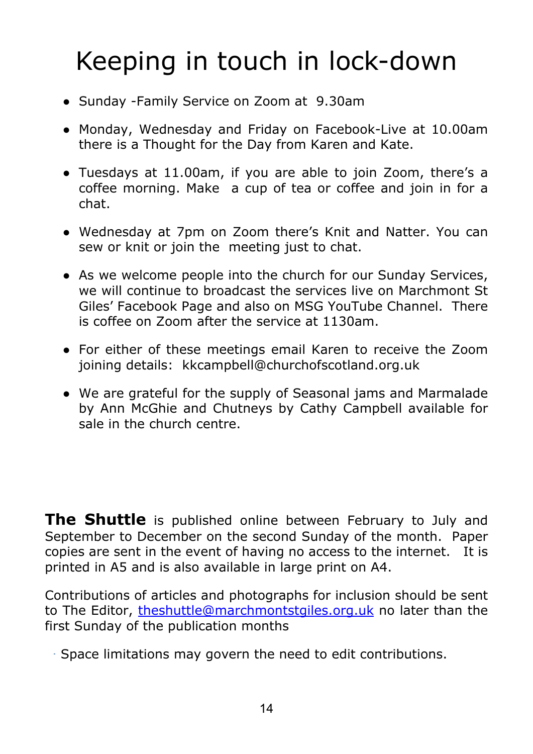# Keeping in touch in lock-down

- Sunday -Family Service on Zoom at 9.30am
- Monday, Wednesday and Friday on Facebook-Live at 10.00am there is a Thought for the Day from Karen and Kate.
- Tuesdays at 11.00am, if you are able to join Zoom, there's a coffee morning. Make a cup of tea or coffee and join in for a chat.
- Wednesday at 7pm on Zoom there's Knit and Natter. You can sew or knit or join the meeting just to chat.
- As we welcome people into the church for our Sunday Services, we will continue to broadcast the services live on Marchmont St Giles' Facebook Page and also on MSG YouTube Channel. There is coffee on Zoom after the service at 1130am.
- For either of these meetings email Karen to receive the Zoom joining details: kkcampbell@churchofscotland.org.uk
- We are grateful for the supply of Seasonal jams and Marmalade by Ann McGhie and Chutneys by Cathy Campbell available for sale in the church centre.

**The Shuttle** is published online between February to July and September to December on the second Sunday of the month. Paper copies are sent in the event of having no access to the internet. It is printed in A5 and is also available in large print on A4.

Contributions of articles and photographs for inclusion should be sent to The Editor, theshuttle@marchmontstgiles.org.uk no later than the first Sunday of the publication months

Space limitations may govern the need to edit contributions.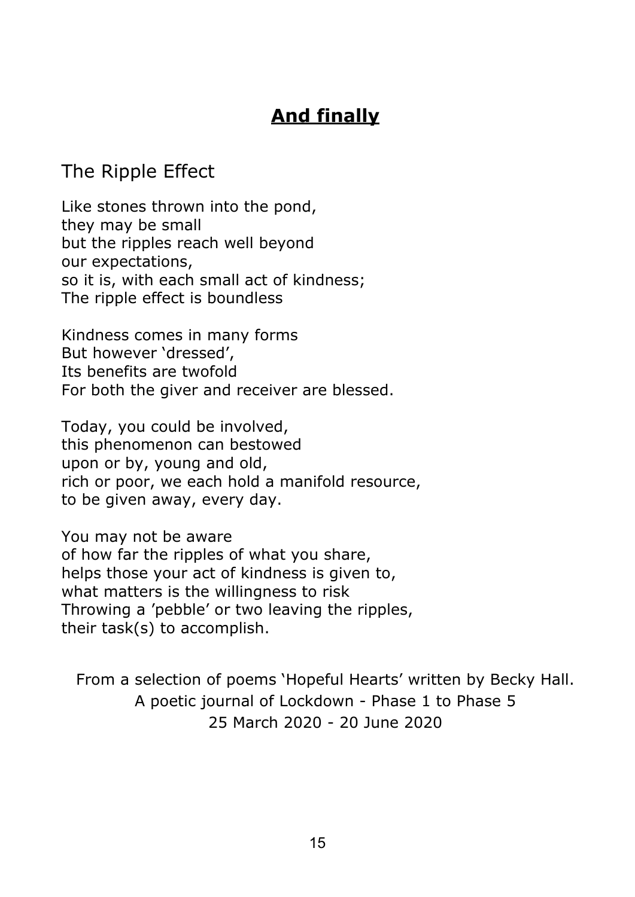## **And finally**

### The Ripple Effect

Like stones thrown into the pond,  
they may be small  
but the ripples reach well beyond  
our expectations,  
so it is, with each small act of kindness;  
The ripple effect is boundless

Kindness comes in many forms  
But however 'dressed',  
Its benefits are twofold  
For both the giver and receiver are blessed.

Today, you could be involved,  
this phenomenon can bestowed  
upon or by, young and old,  
rich or poor, we each hold a manifold resource,  
to be given away, every day.

You may not be aware  
of how far the ripples of what you share,  
helps those your act of kindness is given to,  
what matters is the willingness to risk  
Throwing a 'pebble' or two leaving the ripples,  
their task(s) to accomplish.

From a selection of poems 'Hopeful Hearts' written by Becky Hall.  
A poetic journal of Lockdown - Phase 1 to Phase 5  
25 March 2020 - 20 June 2020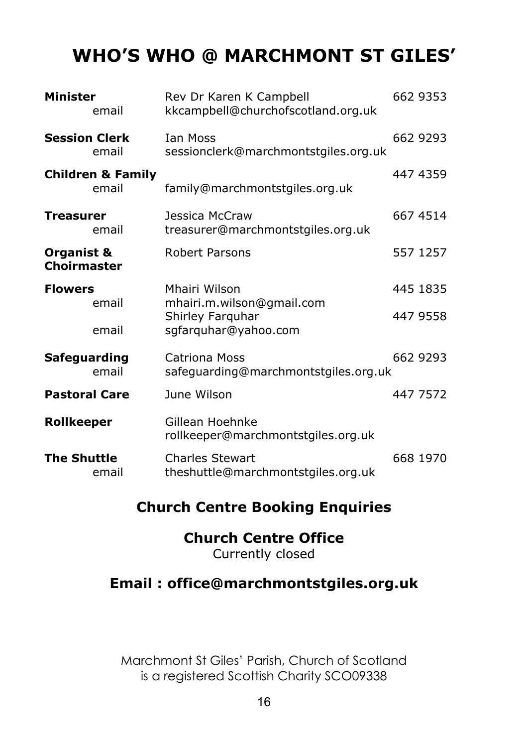# WHO'S WHO @ MARCHMONT ST GILES'

| | | |
|---|---|---|
| **Minister** | Rev Dr Karen K Campbell | 662 9353 |
| email | kkcampbell@churchofscotland.org.uk | |
| **Session Clerk** | Ian Moss | 662 9293 |
| email | sessionclerk@marchmontstgiles.org.uk | |
| **Children & Family** | | 447 4359 |
| email | family@marchmontstgiles.org.uk | |
| **Treasurer** | Jessica McCraw | 667 4514 |
| email | treasurer@marchmontstgiles.org.uk | |
| **Organist & Choirmaster** | Robert Parsons | 557 1257 |
| **Flowers** | Mhairi Wilson | 445 1835 |
| email | mhairi.m.wilson@gmail.com | |
| | Shirley Farquhar | 447 9558 |
| email | sgfarquhar@yahoo.com | |
| **Safeguarding** | Catriona Moss | 662 9293 |
| email | safeguarding@marchmontstgiles.org.uk | |
| **Pastoral Care** | June Wilson | 447 7572 |
| **Rollkeeper** | Gillean Hoehnke | |
| | rollkeeper@marchmontstgiles.org.uk | |
| **The Shuttle** | Charles Stewart | 668 1970 |
| email | theshuttle@marchmontstgiles.org.uk | |

## Church Centre Booking Enquiries

### Church Centre Office

Currently closed

### Email : office@marchmontstgiles.org.uk

Marchmont St Giles' Parish, Church of Scotland
is a registered Scottish Charity SCO09338